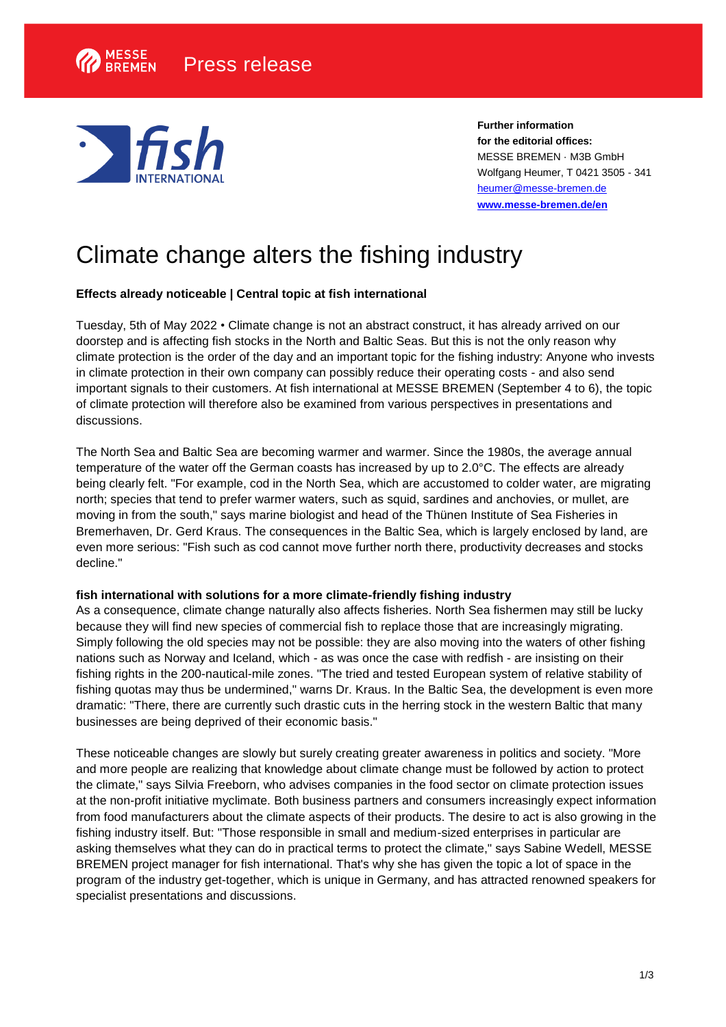Press release

**Further information for the editorial offices:**
MESSE BREMEN · M3B GmbH
Wolfgang Heumer, T 0421 3505 - 341
heumer@messe-bremen.de
**www.messe-bremen.de/en**

# Climate change alters the fishing industry

**Effects already noticeable | Central topic at fish international**

Tuesday, 5th of May 2022 • Climate change is not an abstract construct, it has already arrived on our doorstep and is affecting fish stocks in the North and Baltic Seas. But this is not the only reason why climate protection is the order of the day and an important topic for the fishing industry: Anyone who invests in climate protection in their own company can possibly reduce their operating costs - and also send important signals to their customers. At fish international at MESSE BREMEN (September 4 to 6), the topic of climate protection will therefore also be examined from various perspectives in presentations and discussions.

The North Sea and Baltic Sea are becoming warmer and warmer. Since the 1980s, the average annual temperature of the water off the German coasts has increased by up to 2.0°C. The effects are already being clearly felt. "For example, cod in the North Sea, which are accustomed to colder water, are migrating north; species that tend to prefer warmer waters, such as squid, sardines and anchovies, or mullet, are moving in from the south," says marine biologist and head of the Thünen Institute of Sea Fisheries in Bremerhaven, Dr. Gerd Kraus. The consequences in the Baltic Sea, which is largely enclosed by land, are even more serious: "Fish such as cod cannot move further north there, productivity decreases and stocks decline."

**fish international with solutions for a more climate-friendly fishing industry**

As a consequence, climate change naturally also affects fisheries. North Sea fishermen may still be lucky because they will find new species of commercial fish to replace those that are increasingly migrating. Simply following the old species may not be possible: they are also moving into the waters of other fishing nations such as Norway and Iceland, which - as was once the case with redfish - are insisting on their fishing rights in the 200-nautical-mile zones. "The tried and tested European system of relative stability of fishing quotas may thus be undermined," warns Dr. Kraus. In the Baltic Sea, the development is even more dramatic: "There, there are currently such drastic cuts in the herring stock in the western Baltic that many businesses are being deprived of their economic basis."

These noticeable changes are slowly but surely creating greater awareness in politics and society. "More and more people are realizing that knowledge about climate change must be followed by action to protect the climate," says Silvia Freeborn, who advises companies in the food sector on climate protection issues at the non-profit initiative myclimate. Both business partners and consumers increasingly expect information from food manufacturers about the climate aspects of their products. The desire to act is also growing in the fishing industry itself. But: "Those responsible in small and medium-sized enterprises in particular are asking themselves what they can do in practical terms to protect the climate," says Sabine Wedell, MESSE BREMEN project manager for fish international. That's why she has given the topic a lot of space in the program of the industry get-together, which is unique in Germany, and has attracted renowned speakers for specialist presentations and discussions.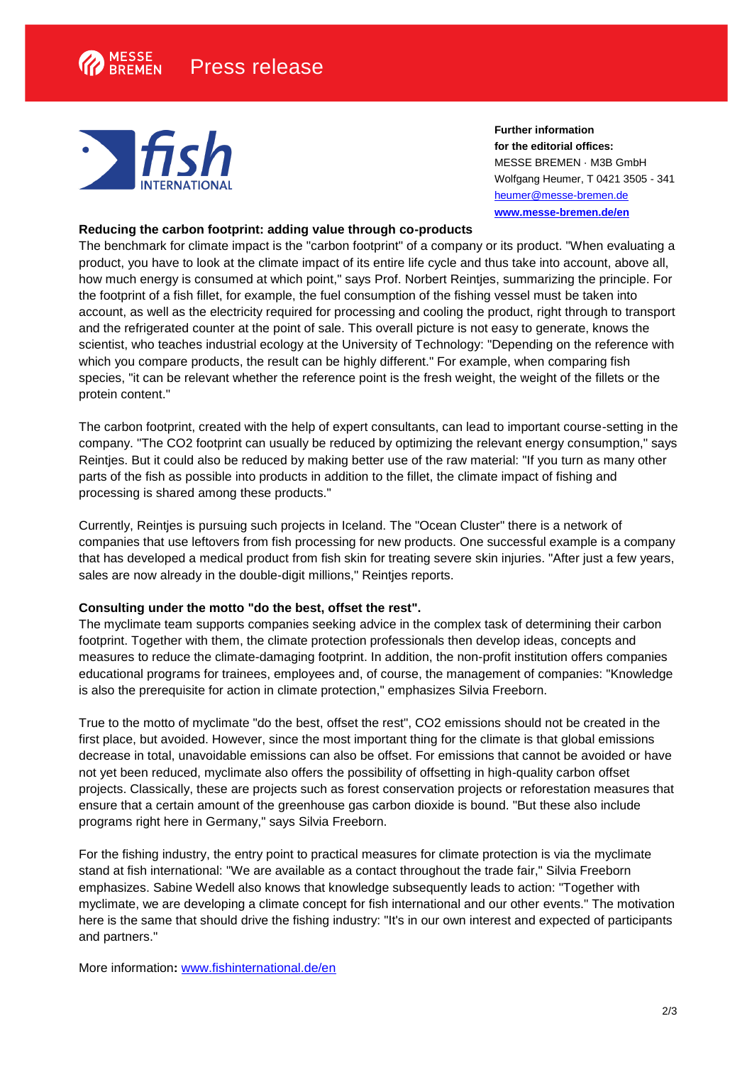**Further information for the editorial offices:**
MESSE BREMEN · M3B GmbH
Wolfgang Heumer, T 0421 3505 - 341
heumer@messe-bremen.de
**www.messe-bremen.de/en**

**Reducing the carbon footprint: adding value through co-products**

The benchmark for climate impact is the "carbon footprint" of a company or its product. "When evaluating a product, you have to look at the climate impact of its entire life cycle and thus take into account, above all, how much energy is consumed at which point," says Prof. Norbert Reintjes, summarizing the principle. For the footprint of a fish fillet, for example, the fuel consumption of the fishing vessel must be taken into account, as well as the electricity required for processing and cooling the product, right through to transport and the refrigerated counter at the point of sale. This overall picture is not easy to generate, knows the scientist, who teaches industrial ecology at the University of Technology: "Depending on the reference with which you compare products, the result can be highly different." For example, when comparing fish species, "it can be relevant whether the reference point is the fresh weight, the weight of the fillets or the protein content."

The carbon footprint, created with the help of expert consultants, can lead to important course-setting in the company. "The $CO_2$ footprint can usually be reduced by optimizing the relevant energy consumption," says Reintjes. But it could also be reduced by making better use of the raw material: "If you turn as many other parts of the fish as possible into products in addition to the fillet, the climate impact of fishing and processing is shared among these products."

Currently, Reintjes is pursuing such projects in Iceland. The "Ocean Cluster" there is a network of companies that use leftovers from fish processing for new products. One successful example is a company that has developed a medical product from fish skin for treating severe skin injuries. "After just a few years, sales are now already in the double-digit millions," Reintjes reports.

**Consulting under the motto "do the best, offset the rest".**

The myclimate team supports companies seeking advice in the complex task of determining their carbon footprint. Together with them, the climate protection professionals then develop ideas, concepts and measures to reduce the climate-damaging footprint. In addition, the non-profit institution offers companies educational programs for trainees, employees and, of course, the management of companies: "Knowledge is also the prerequisite for action in climate protection," emphasizes Silvia Freeborn.

True to the motto of myclimate "do the best, offset the rest", $CO_2$ emissions should not be created in the first place, but avoided. However, since the most important thing for the climate is that global emissions decrease in total, unavoidable emissions can also be offset. For emissions that cannot be avoided or have not yet been reduced, myclimate also offers the possibility of offsetting in high-quality carbon offset projects. Classically, these are projects such as forest conservation projects or reforestation measures that ensure that a certain amount of the greenhouse gas carbon dioxide is bound. "But these also include programs right here in Germany," says Silvia Freeborn.

For the fishing industry, the entry point to practical measures for climate protection is via the myclimate stand at fish international: "We are available as a contact throughout the trade fair," Silvia Freeborn emphasizes. Sabine Wedell also knows that knowledge subsequently leads to action: "Together with myclimate, we are developing a climate concept for fish international and our other events." The motivation here is the same that should drive the fishing industry: "It's in our own interest and expected of participants and partners."

More information**:** www.fishinternational.de/en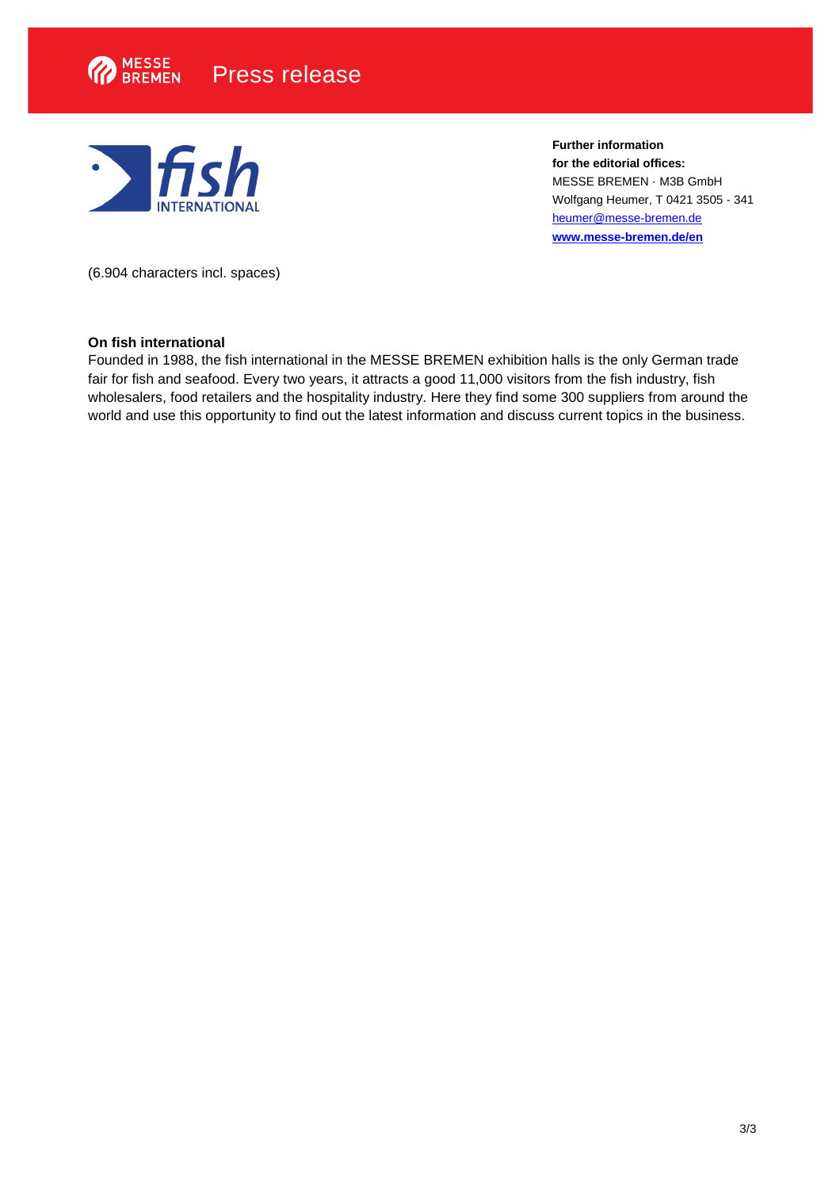Press release

**Further information for the editorial offices:**
MESSE BREMEN · M3B GmbH
Wolfgang Heumer, T 0421 3505 - 341
heumer@messe-bremen.de
**www.messe-bremen.de/en**

(6.904 characters incl. spaces)

**On fish international**

Founded in 1988, the fish international in the MESSE BREMEN exhibition halls is the only German trade fair for fish and seafood. Every two years, it attracts a good 11,000 visitors from the fish industry, fish wholesalers, food retailers and the hospitality industry. Here they find some 300 suppliers from around the world and use this opportunity to find out the latest information and discuss current topics in the business.